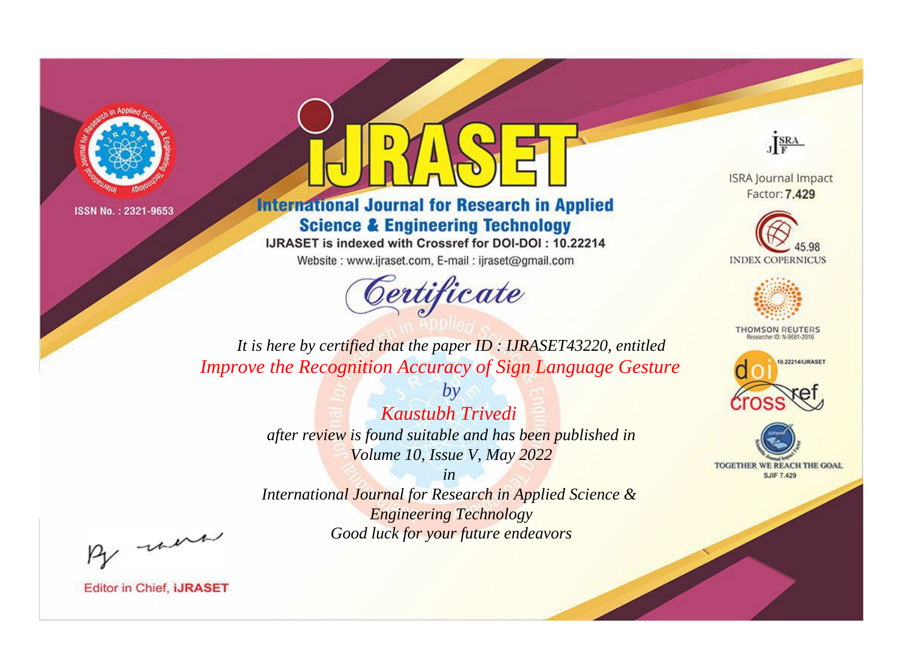ISSN No. : 2321-9653

# IJRASET

## International Journal for Research in Applied Science & Engineering Technology

IJRASET is indexed with Crossref for DOI-DOI : 10.22214

Website : www.ijraset.com, E-mail : ijraset@gmail.com

*Certificate*

*It is here by certified that the paper ID : IJRASET43220, entitled*

*Improve the Recognition Accuracy of Sign Language Gesture*

*by*

*Kaustubh Trivedi*

*after review is found suitable and has been published in*

*Volume 10, Issue V, May 2022*

*in*

*International Journal for Research in Applied Science & Engineering Technology*

*Good luck for your future endeavors*

ISRA Journal Impact Factor: **7.429**

45.98 INDEX COPERNICUS

THOMSON REUTERS Researcher ID: N-9681-2016

10.22214/IJRASET

TOGETHER WE REACH THE GOAL SJIF 7.429

Editor in Chief, **iJRASET**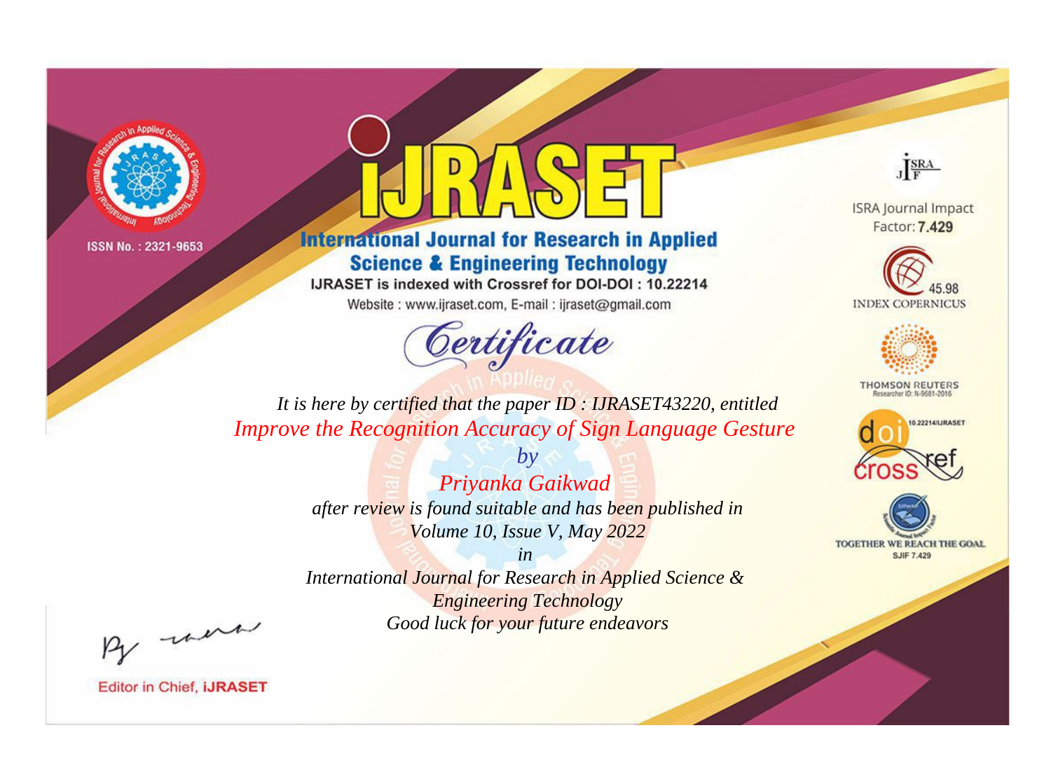ISSN No. : 2321-9653

# iJRASET

## International Journal for Research in Applied Science & Engineering Technology

IJRASET is indexed with Crossref for DOI-DOI : 10.22214

Website : www.ijraset.com, E-mail : ijraset@gmail.com

ISRA Journal Impact Factor: **7.429**

45.98 INDEX COPERNICUS

THOMSON REUTERS Researcher ID: N-9681-2016

10.22214/IJRASET

TOGETHER WE REACH THE GOAL SJIF 7.429

# *Certificate*

*It is here by certified that the paper ID : IJRASET43220, entitled*

*Improve the Recognition Accuracy of Sign Language Gesture*

*by*

*Priyanka Gaikwad*

*after review is found suitable and has been published in*

*Volume 10, Issue V, May 2022*

*in*

*International Journal for Research in Applied Science & Engineering Technology*

*Good luck for your future endeavors*

Editor in Chief, **iJRASET**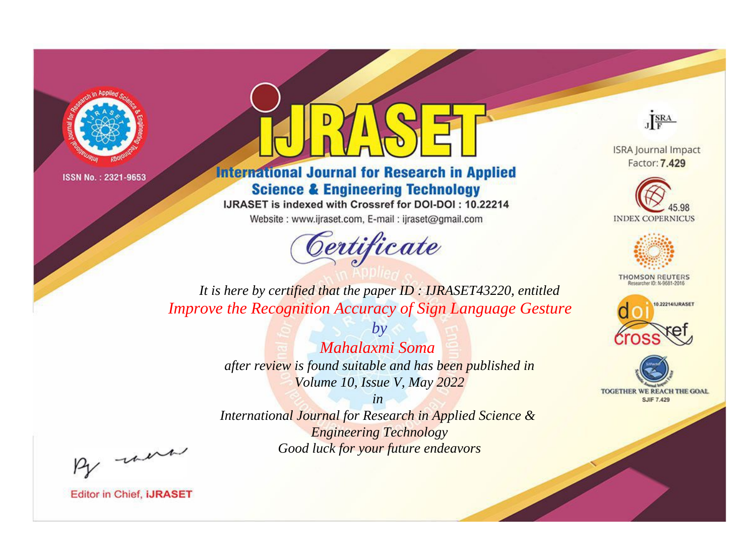ISSN No. : 2321-9653

# iJRASET

## International Journal for Research in Applied Science & Engineering Technology

IJRASET is indexed with Crossref for DOI-DOI : 10.22214

Website : www.ijraset.com, E-mail : ijraset@gmail.com

ISRA Journal Impact Factor: **7.429**

45.98 INDEX COPERNICUS

THOMSON REUTERS Researcher ID: N-9681-2016

10.22214/IJRASET

TOGETHER WE REACH THE GOAL SJIF 7.429

# *Certificate*

*It is here by certified that the paper ID : IJRASET43220, entitled*

*Improve the Recognition Accuracy of Sign Language Gesture*

*by*

*Mahalaxmi Soma*

*after review is found suitable and has been published in*

*Volume 10, Issue V, May 2022*

*in*

*International Journal for Research in Applied Science & Engineering Technology*

*Good luck for your future endeavors*

Editor in Chief, **iJRASET**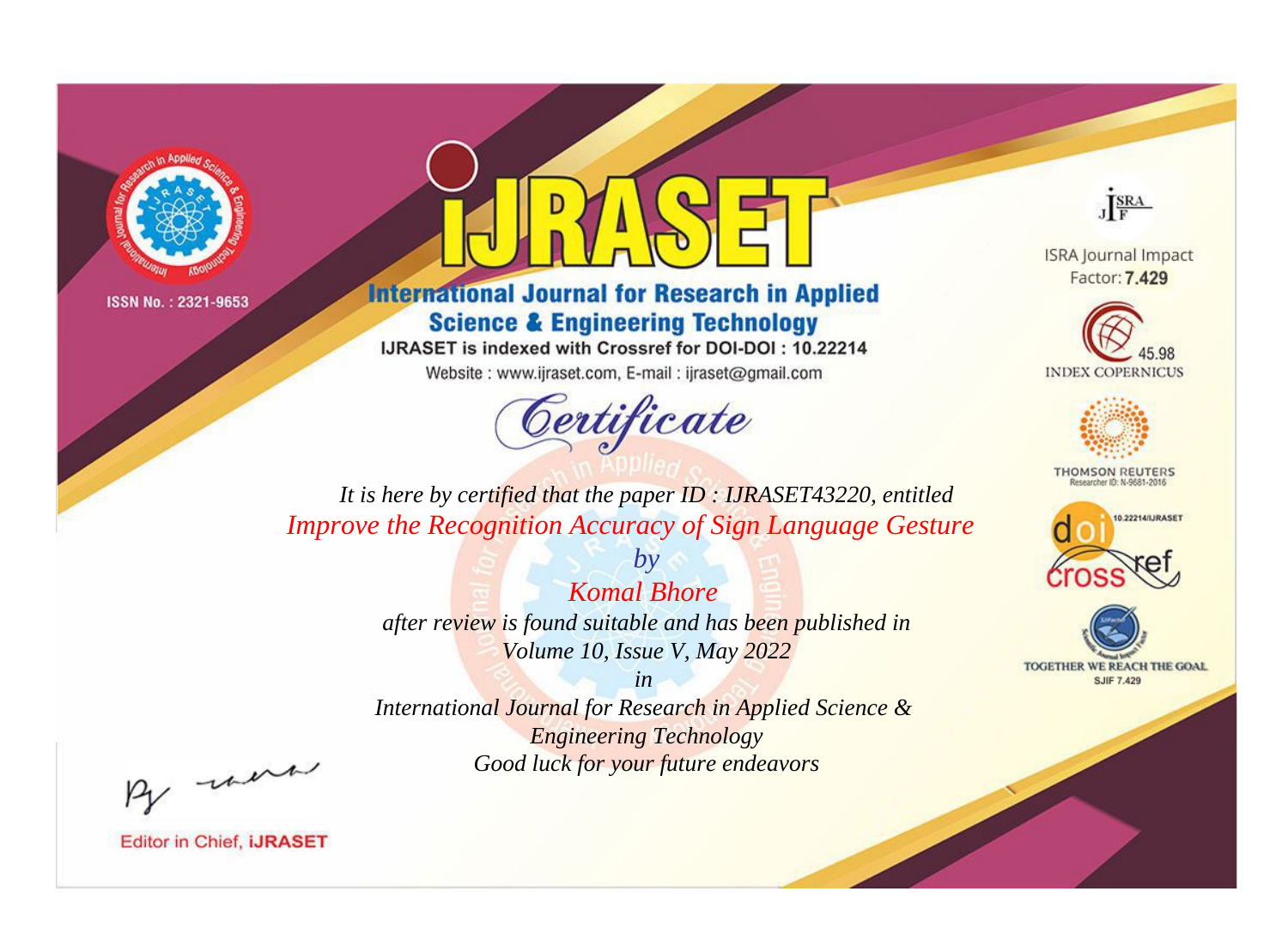ISSN No. : 2321-9653

# iJRASET

**International Journal for Research in Applied Science & Engineering Technology**

IJRASET is indexed with Crossref for DOI-DOI : 10.22214

Website : www.ijraset.com, E-mail : ijraset@gmail.com

## *Certificate*

*It is here by certified that the paper ID : IJRASET43220, entitled*

*Improve the Recognition Accuracy of Sign Language Gesture*

*by*

*Komal Bhore*

*after review is found suitable and has been published in*

*Volume 10, Issue V, May 2022*

*in*

*International Journal for Research in Applied Science & Engineering Technology*

*Good luck for your future endeavors*

ISRA Journal Impact Factor: **7.429**

45.98 INDEX COPERNICUS

THOMSON REUTERS Researcher ID: N-9681-2016

10.22214/IJRASET

TOGETHER WE REACH THE GOAL SJIF 7.429

Editor in Chief, **iJRASET**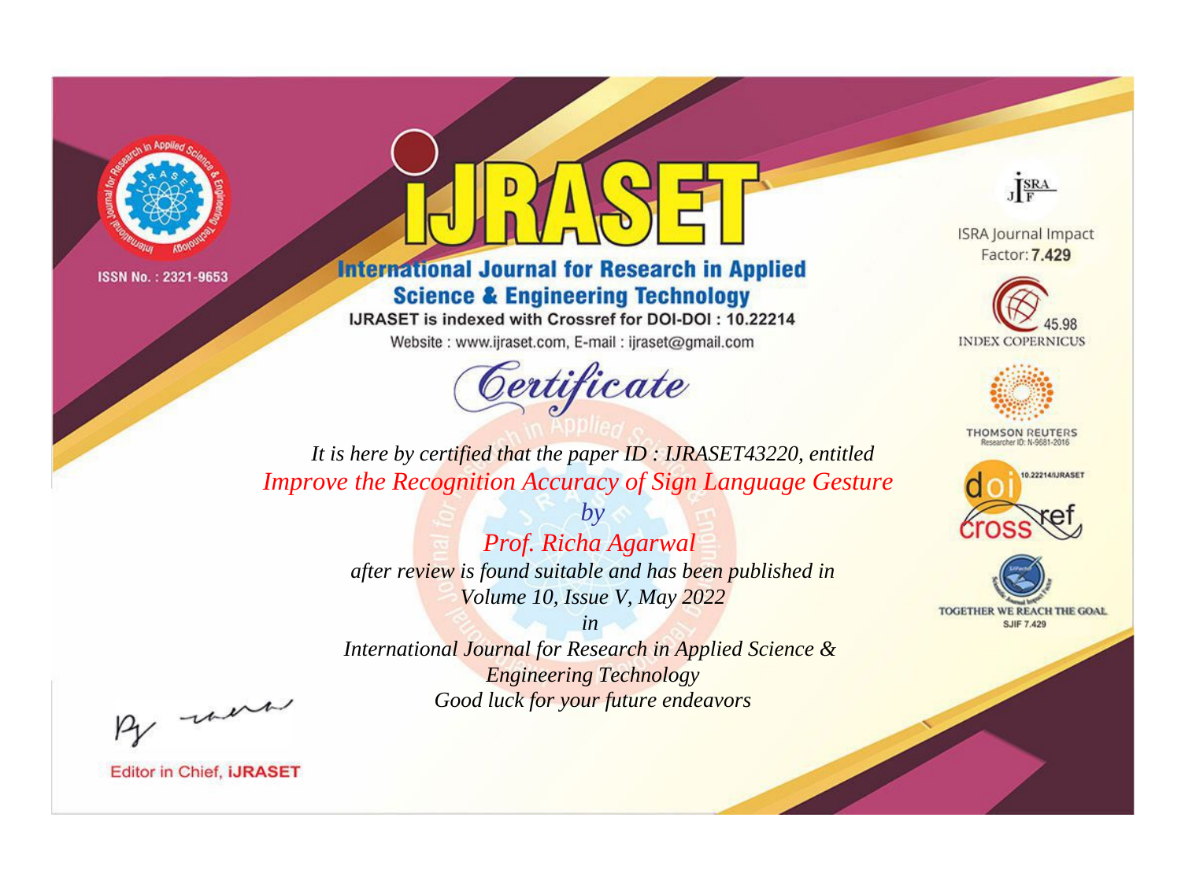ISSN No. : 2321-9653

# iJRASET

## International Journal for Research in Applied Science & Engineering Technology

IJRASET is indexed with Crossref for DOI-DOI : 10.22214

Website : www.ijraset.com, E-mail : ijraset@gmail.com

# *Certificate*

*It is here by certified that the paper ID : IJRASET43220, entitled*

*Improve the Recognition Accuracy of Sign Language Gesture*

*by*

*Prof. Richa Agarwal*

*after review is found suitable and has been published in*

*Volume 10, Issue V, May 2022*

*in*

*International Journal for Research in Applied Science & Engineering Technology*

*Good luck for your future endeavors*

ISRA Journal Impact Factor: **7.429**

45.98 INDEX COPERNICUS

THOMSON REUTERS Researcher ID: N-9681-2016

10.22214/IJRASET

TOGETHER WE REACH THE GOAL SJIF 7.429

Editor in Chief, **iJRASET**